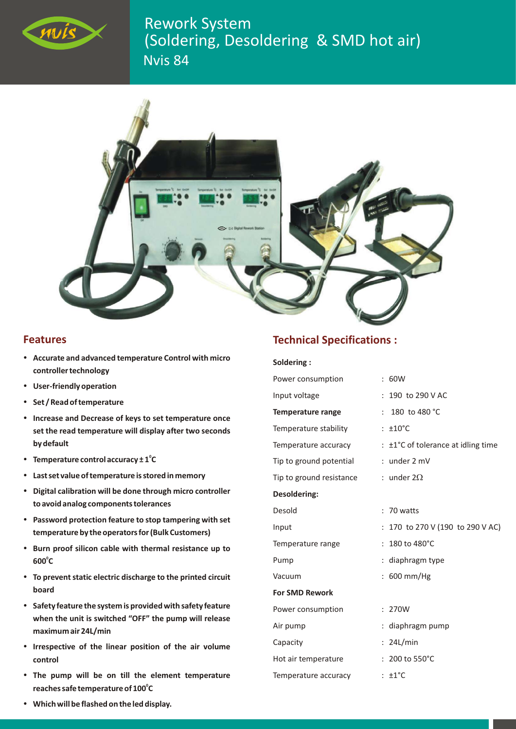# Rework System (Soldering, Desoldering & SMD hot air)

## Nvis 84

## Features

- **Accurate and advanced temperature Control with micro controller technology**
- **User-friendly operation**
- **Set / Read of temperature**
- **Increase and Decrease of keys to set temperature once set the read temperature will display after two seconds by default**
- **Temperature control accuracy ± 1°C**
- **Last set value of temperature is stored in memory**
- **Digital calibration will be done through micro controller to avoid analog components tolerances**
- **Password protection feature to stop tampering with set temperature by the operators for (Bulk Customers)**
- **Burn proof silicon cable with thermal resistance up to 600°C**
- **To prevent static electric discharge to the printed circuit board**
- **Safety feature the system is provided with safety feature when the unit is switched "OFF" the pump will release maximum air 24L/min**
- **Irrespective of the linear position of the air volume control**
- **The pump will be on till the element temperature reaches safe temperature of 100°C**
- **Which will be flashed on the led display.**

## Technical Specifications :

| | |
|---|---|
| **Soldering :** | |
| Power consumption | : 60W |
| Input voltage | : 190 to 290 V AC |
| **Temperature range** | : 180 to 480 °C |
| Temperature stability | : ±10°C |
| Temperature accuracy | : ±1°C of tolerance at idling time |
| Tip to ground potential | : under 2 mV |
| Tip to ground resistance | : under 2Ω |
| **Desoldering:** | |
| Desold | : 70 watts |
| Input | : 170 to 270 V (190 to 290 V AC) |
| Temperature range | : 180 to 480°C |
| Pump | : diaphragm type |
| Vacuum | : 600 mm/Hg |
| **For SMD Rework** | |
| Power consumption | : 270W |
| Air pump | : diaphragm pump |
| Capacity | : 24L/min |
| Hot air temperature | : 200 to 550°C |
| Temperature accuracy | : ±1°C |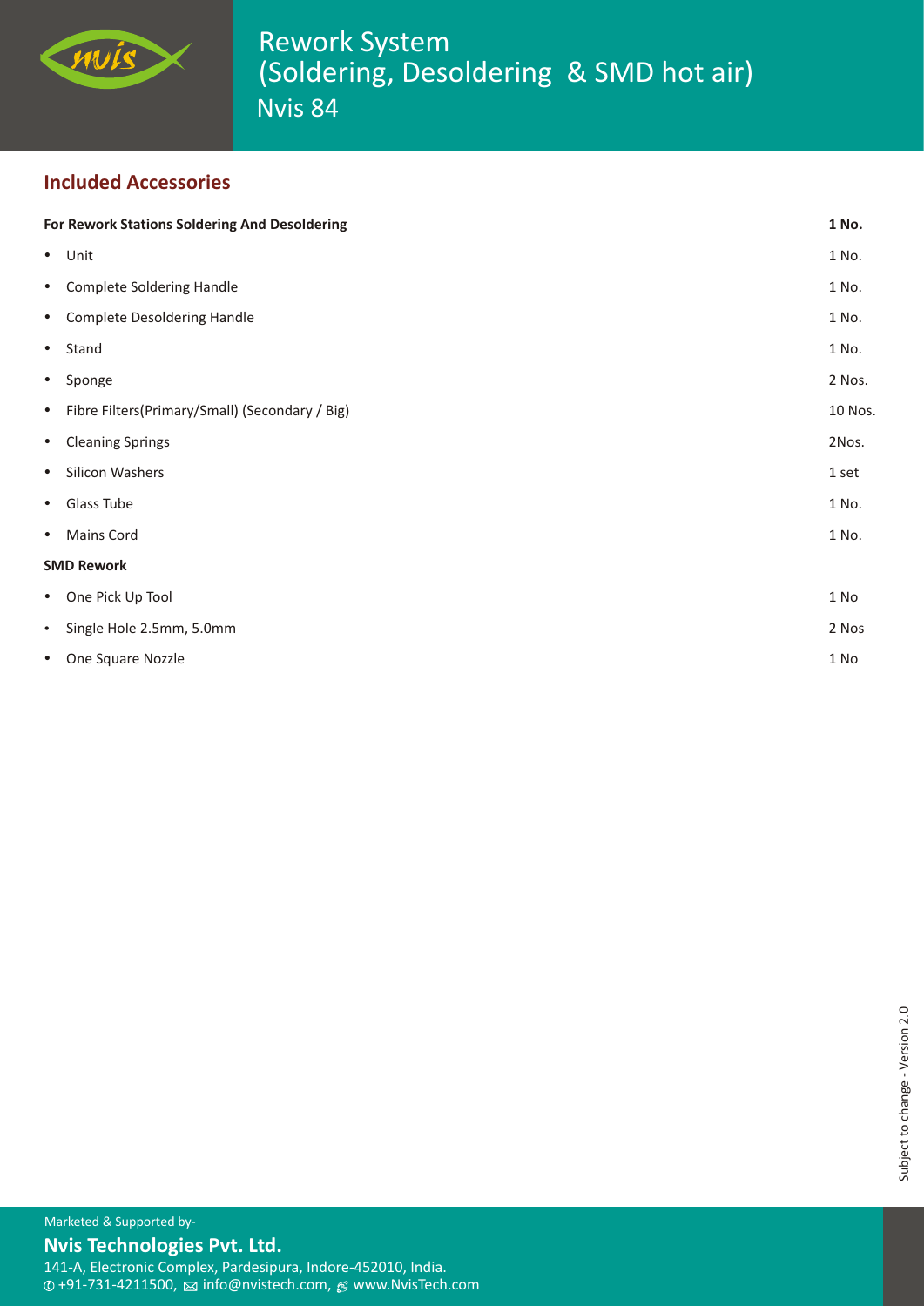# Rework System (Soldering, Desoldering & SMD hot air)

## Nvis 84

## Included Accessories

| | |
|---|---|
| **For Rework Stations Soldering And Desoldering** | **1 No.** |
| • Unit | 1 No. |
| • Complete Soldering Handle | 1 No. |
| • Complete Desoldering Handle | 1 No. |
| • Stand | 1 No. |
| • Sponge | 2 Nos. |
| • Fibre Filters(Primary/Small) (Secondary / Big) | 10 Nos. |
| • Cleaning Springs | 2Nos. |
| • Silicon Washers | 1 set |
| • Glass Tube | 1 No. |
| • Mains Cord | 1 No. |
| **SMD Rework** | |
| • One Pick Up Tool | 1 No |
| • Single Hole 2.5mm, 5.0mm | 2 Nos |
| • One Square Nozzle | 1 No |

Subject to change - Version 2.0

Marketed & Supported by-

**Nvis Technologies Pvt. Ltd.**

141-A, Electronic Complex, Pardesipura, Indore-452010, India.
+91-731-4211500, info@nvistech.com, www.NvisTech.com